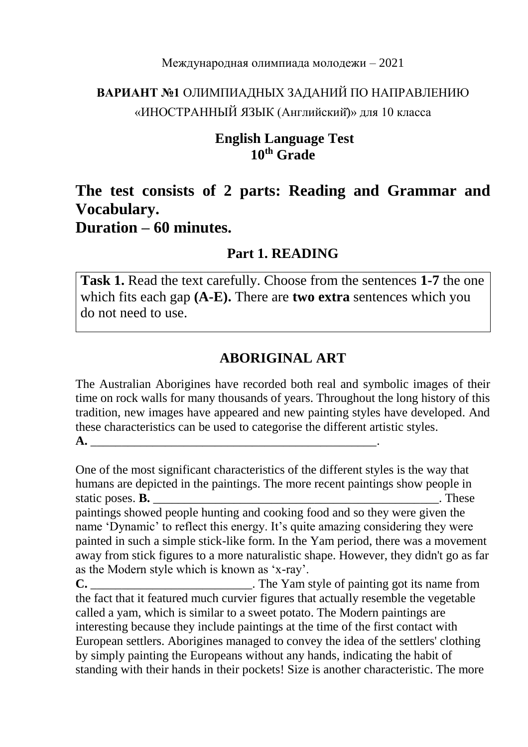Международная олимпиада молодежи – 2021

**ВАРИАНТ №1** ОЛИМПИАДНЫХ ЗАДАНИЙ ПО НАПРАВЛЕНИЮ «ИНОСТРАННЫЙ ЯЗЫК (Английский)» для 10 класса

**English Language Test**
**10th Grade**

# The test consists of 2 parts: Reading and Grammar and Vocabulary.
# Duration – 60 minutes.

## Part 1. READING

**Task 1.** Read the text carefully. Choose from the sentences **1-7** the one which fits each gap **(A-E).** There are **two extra** sentences which you do not need to use.

### ABORIGINAL ART

The Australian Aborigines have recorded both real and symbolic images of their time on rock walls for many thousands of years. Throughout the long history of this tradition, new images have appeared and new painting styles have developed. And these characteristics can be used to categorise the different artistic styles.
**A.** _______________________________________________.

One of the most significant characteristics of the different styles is the way that humans are depicted in the paintings. The more recent paintings show people in static poses. **B.** _______________________________________________. These paintings showed people hunting and cooking food and so they were given the name 'Dynamic' to reflect this energy. It's quite amazing considering they were painted in such a simple stick-like form. In the Yam period, there was a movement away from stick figures to a more naturalistic shape. However, they didn't go as far as the Modern style which is known as 'x-ray'.
**C.** __________________________. The Yam style of painting got its name from the fact that it featured much curvier figures that actually resemble the vegetable called a yam, which is similar to a sweet potato. The Modern paintings are interesting because they include paintings at the time of the first contact with European settlers. Aborigines managed to convey the idea of the settlers' clothing by simply painting the Europeans without any hands, indicating the habit of standing with their hands in their pockets! Size is another characteristic. The more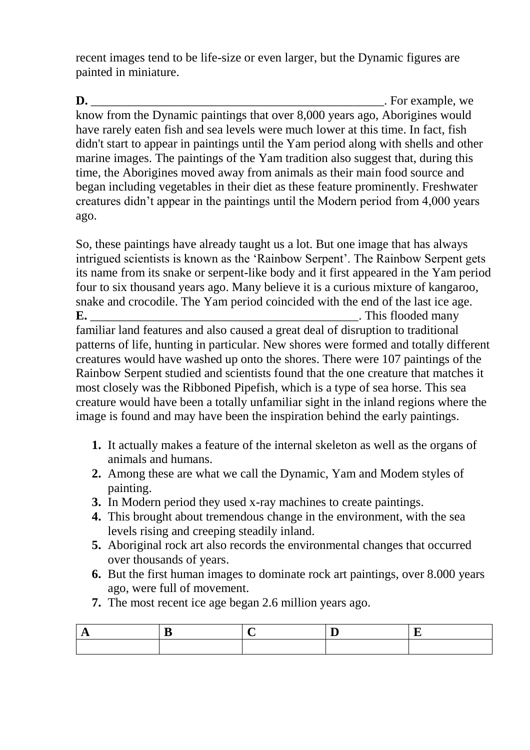recent images tend to be life-size or even larger, but the Dynamic figures are painted in miniature.

**D.** ________________________________________________. For example, we know from the Dynamic paintings that over 8,000 years ago, Aborigines would have rarely eaten fish and sea levels were much lower at this time. In fact, fish didn't start to appear in paintings until the Yam period along with shells and other marine images. The paintings of the Yam tradition also suggest that, during this time, the Aborigines moved away from animals as their main food source and began including vegetables in their diet as these feature prominently. Freshwater creatures didn't appear in the paintings until the Modern period from 4,000 years ago.

So, these paintings have already taught us a lot. But one image that has always intrigued scientists is known as the 'Rainbow Serpent'. The Rainbow Serpent gets its name from its snake or serpent-like body and it first appeared in the Yam period four to six thousand years ago. Many believe it is a curious mixture of kangaroo, snake and crocodile. The Yam period coincided with the end of the last ice age. **E.** ____________________________________________. This flooded many familiar land features and also caused a great deal of disruption to traditional patterns of life, hunting in particular. New shores were formed and totally different creatures would have washed up onto the shores. There were 107 paintings of the Rainbow Serpent studied and scientists found that the one creature that matches it most closely was the Ribboned Pipefish, which is a type of sea horse. This sea creature would have been a totally unfamiliar sight in the inland regions where the image is found and may have been the inspiration behind the early paintings.

1. It actually makes a feature of the internal skeleton as well as the organs of animals and humans.
2. Among these are what we call the Dynamic, Yam and Modem styles of painting.
3. In Modern period they used x-ray machines to create paintings.
4. This brought about tremendous change in the environment, with the sea levels rising and creeping steadily inland.
5. Aboriginal rock art also records the environmental changes that occurred over thousands of years.
6. But the first human images to dominate rock art paintings, over 8.000 years ago, were full of movement.
7. The most recent ice age began 2.6 million years ago.

| A | B | C | D | E |
|---|---|---|---|---|
| | | | | |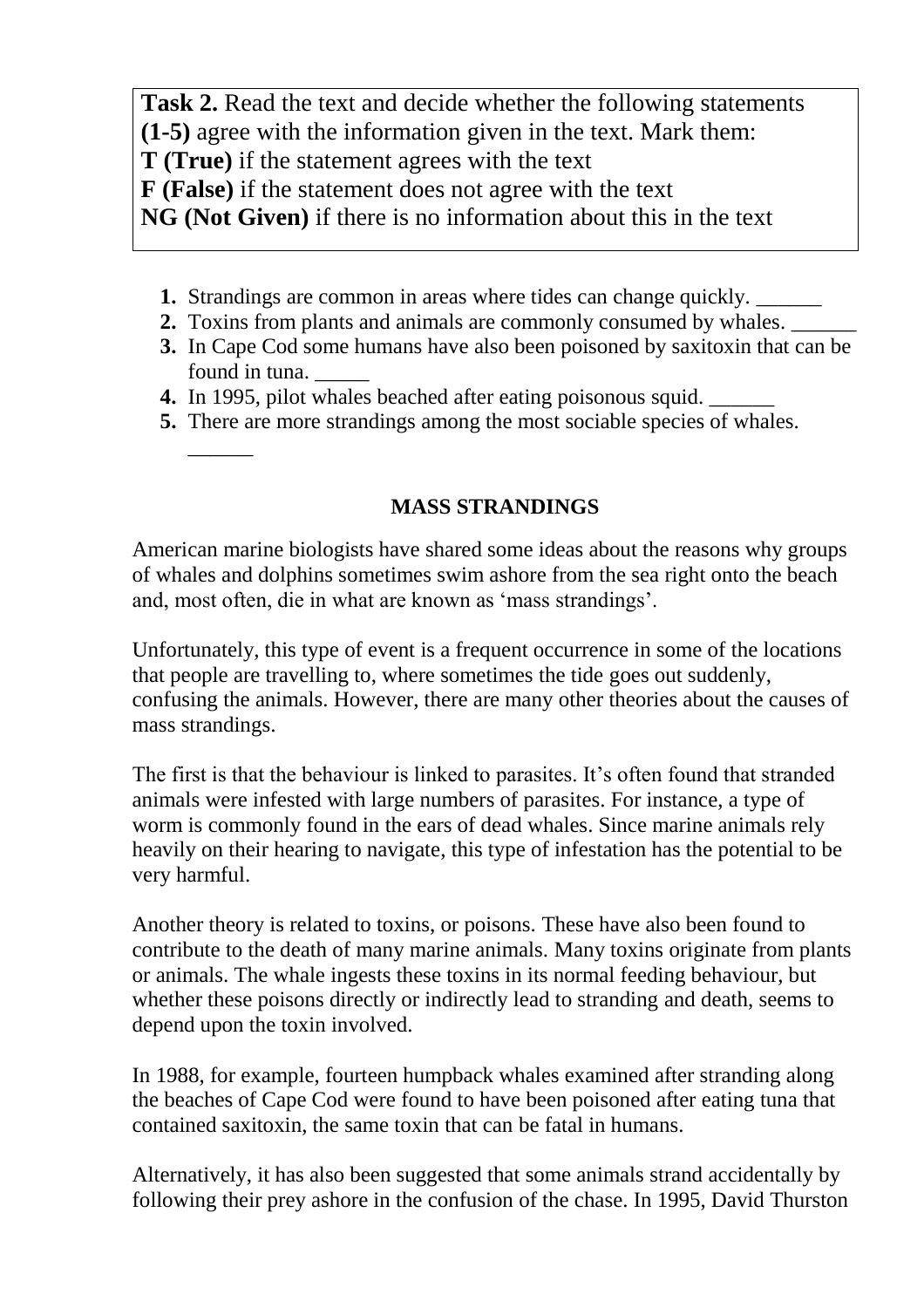**Task 2.** Read the text and decide whether the following statements **(1-5)** agree with the information given in the text. Mark them:
**T (True)** if the statement agrees with the text
**F (False)** if the statement does not agree with the text
**NG (Not Given)** if there is no information about this in the text

1. Strandings are common in areas where tides can change quickly. ______
2. Toxins from plants and animals are commonly consumed by whales. ______
3. In Cape Cod some humans have also been poisoned by saxitoxin that can be found in tuna. _____
4. In 1995, pilot whales beached after eating poisonous squid. ______
5. There are more strandings among the most sociable species of whales. ______

**MASS STRANDINGS**

American marine biologists have shared some ideas about the reasons why groups of whales and dolphins sometimes swim ashore from the sea right onto the beach and, most often, die in what are known as 'mass strandings'.

Unfortunately, this type of event is a frequent occurrence in some of the locations that people are travelling to, where sometimes the tide goes out suddenly, confusing the animals. However, there are many other theories about the causes of mass strandings.

The first is that the behaviour is linked to parasites. It's often found that stranded animals were infested with large numbers of parasites. For instance, a type of worm is commonly found in the ears of dead whales. Since marine animals rely heavily on their hearing to navigate, this type of infestation has the potential to be very harmful.

Another theory is related to toxins, or poisons. These have also been found to contribute to the death of many marine animals. Many toxins originate from plants or animals. The whale ingests these toxins in its normal feeding behaviour, but whether these poisons directly or indirectly lead to stranding and death, seems to depend upon the toxin involved.

In 1988, for example, fourteen humpback whales examined after stranding along the beaches of Cape Cod were found to have been poisoned after eating tuna that contained saxitoxin, the same toxin that can be fatal in humans.

Alternatively, it has also been suggested that some animals strand accidentally by following their prey ashore in the confusion of the chase. In 1995, David Thurston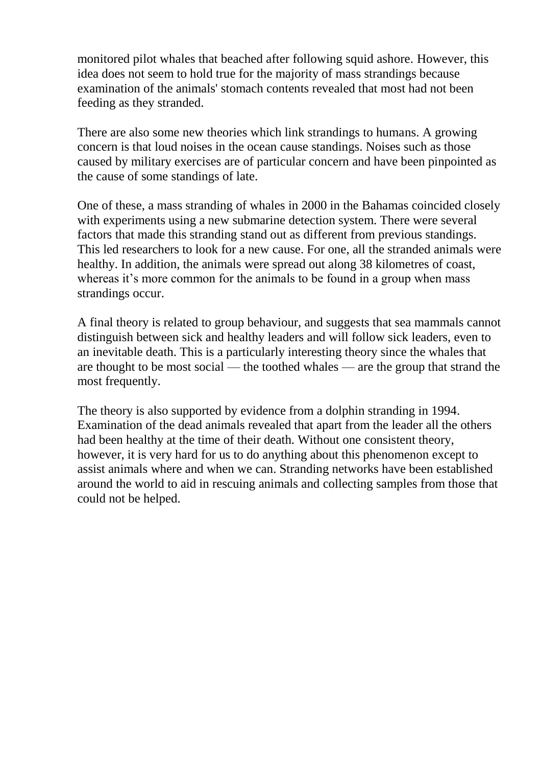monitored pilot whales that beached after following squid ashore. However, this idea does not seem to hold true for the majority of mass strandings because examination of the animals' stomach contents revealed that most had not been feeding as they stranded.

There are also some new theories which link strandings to humans. A growing concern is that loud noises in the ocean cause standings. Noises such as those caused by military exercises are of particular concern and have been pinpointed as the cause of some standings of late.

One of these, a mass stranding of whales in 2000 in the Bahamas coincided closely with experiments using a new submarine detection system. There were several factors that made this stranding stand out as different from previous standings. This led researchers to look for a new cause. For one, all the stranded animals were healthy. In addition, the animals were spread out along 38 kilometres of coast, whereas it's more common for the animals to be found in a group when mass strandings occur.

A final theory is related to group behaviour, and suggests that sea mammals cannot distinguish between sick and healthy leaders and will follow sick leaders, even to an inevitable death. This is a particularly interesting theory since the whales that are thought to be most social — the toothed whales — are the group that strand the most frequently.

The theory is also supported by evidence from a dolphin stranding in 1994. Examination of the dead animals revealed that apart from the leader all the others had been healthy at the time of their death. Without one consistent theory, however, it is very hard for us to do anything about this phenomenon except to assist animals where and when we can. Stranding networks have been established around the world to aid in rescuing animals and collecting samples from those that could not be helped.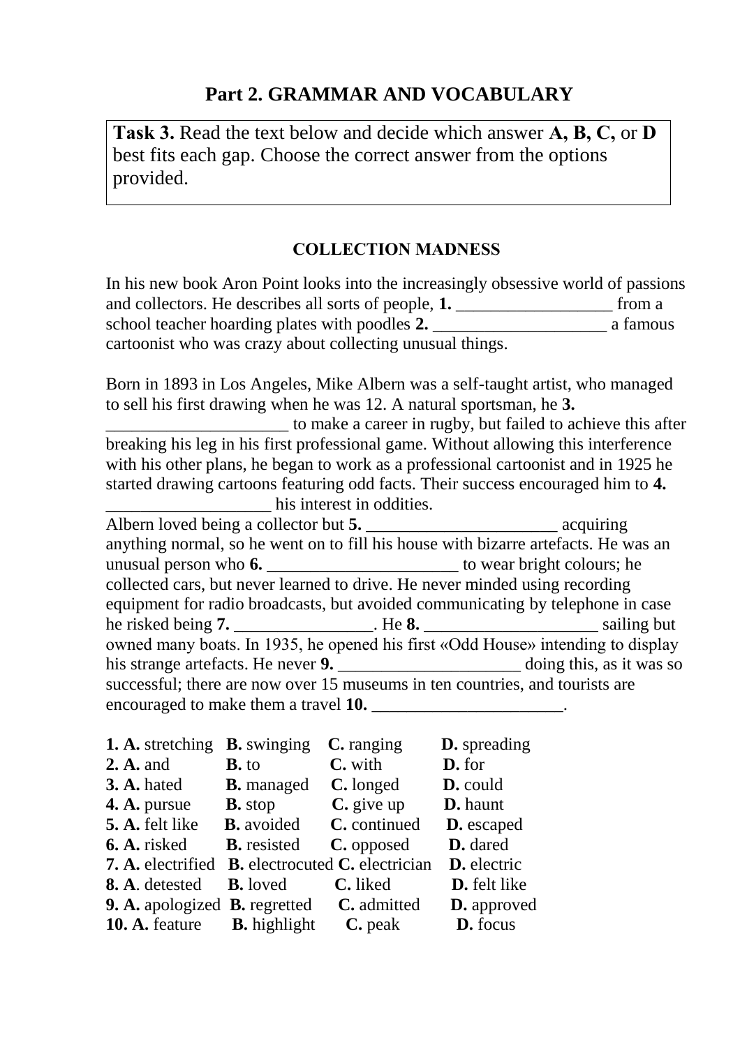## Part 2. GRAMMAR AND VOCABULARY

**Task 3.** Read the text below and decide which answer **A, B, C,** or **D** best fits each gap. Choose the correct answer from the options provided.

### COLLECTION MADNESS

In his new book Aron Point looks into the increasingly obsessive world of passions and collectors. He describes all sorts of people, **1.** __________________ from a school teacher hoarding plates with poodles **2.** ____________________ a famous cartoonist who was crazy about collecting unusual things.

Born in 1893 in Los Angeles, Mike Albern was a self-taught artist, who managed to sell his first drawing when he was 12. A natural sportsman, he **3.** _____________________ to make a career in rugby, but failed to achieve this after breaking his leg in his first professional game. Without allowing this interference with his other plans, he began to work as a professional cartoonist and in 1925 he started drawing cartoons featuring odd facts. Their success encouraged him to **4.** ___________________ his interest in oddities.

Albern loved being a collector but **5.** ______________________ acquiring anything normal, so he went on to fill his house with bizarre artefacts. He was an unusual person who **6.** ______________________ to wear bright colours; he collected cars, but never learned to drive. He never minded using recording equipment for radio broadcasts, but avoided communicating by telephone in case he risked being **7.** ________________. He **8.** ____________________ sailing but owned many boats. In 1935, he opened his first «Odd House» intending to display his strange artefacts. He never **9.** _____________________ doing this, as it was so successful; there are now over 15 museums in ten countries, and tourists are encouraged to make them a travel **10.** ______________________.

**1. A.** stretching **B.** swinging **C.** ranging **D.** spreading
**2. A.** and **B.** to **C.** with **D.** for
**3. A.** hated **B.** managed **C.** longed **D.** could
**4. A.** pursue **B.** stop **C.** give up **D.** haunt
**5. A.** felt like **B.** avoided **C.** continued **D.** escaped
**6. A.** risked **B.** resisted **C.** opposed **D.** dared
**7. A.** electrified **B.** electrocuted **C.** electrician **D.** electric
**8. A**. detested **B.** loved **C.** liked **D.** felt like
**9. A.** apologized **B.** regretted **C.** admitted **D.** approved
**10. A.** feature **B.** highlight **C.** peak **D.** focus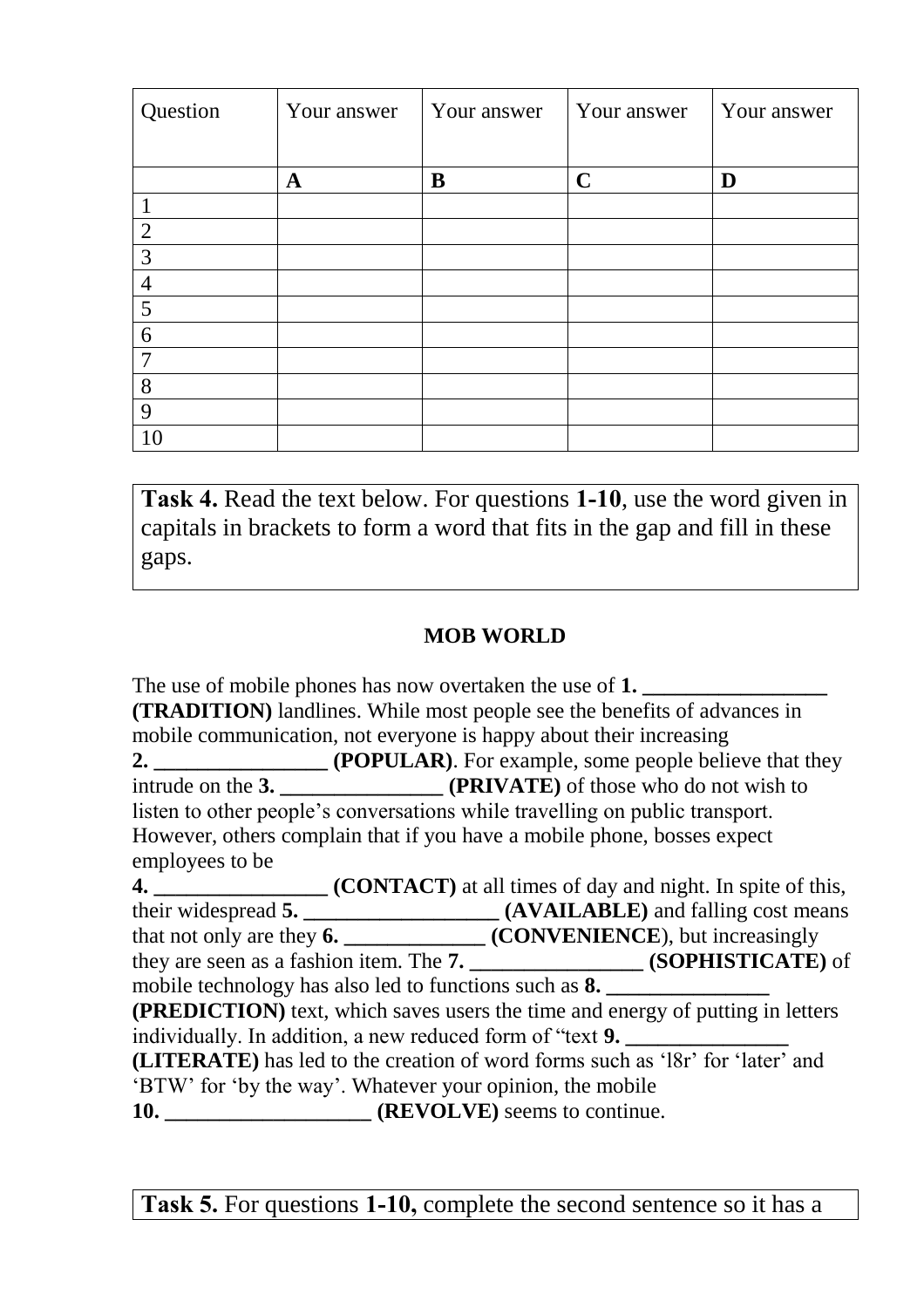| Question | Your answer | Your answer | Your answer | Your answer |
|---|---|---|---|---|
| | **A** | **B** | **C** | **D** |
| 1 | | | | |
| 2 | | | | |
| 3 | | | | |
| 4 | | | | |
| 5 | | | | |
| 6 | | | | |
| 7 | | | | |
| 8 | | | | |
| 9 | | | | |
| 10 | | | | |

**Task 4.** Read the text below. For questions **1-10**, use the word given in capitals in brackets to form a word that fits in the gap and fill in these gaps.

**MOB WORLD**

The use of mobile phones has now overtaken the use of **1. _________________ (TRADITION)** landlines. While most people see the benefits of advances in mobile communication, not everyone is happy about their increasing **2. ________________ (POPULAR)**. For example, some people believe that they intrude on the **3. _______________ (PRIVATE)** of those who do not wish to listen to other people's conversations while travelling on public transport. However, others complain that if you have a mobile phone, bosses expect employees to be **4. ________________ (CONTACT)** at all times of day and night. In spite of this, their widespread **5. __________________ (AVAILABLE)** and falling cost means that not only are they **6. _____________ (CONVENIENCE**), but increasingly they are seen as a fashion item. The **7. ________________ (SOPHISTICATE)** of mobile technology has also led to functions such as **8. _______________ (PREDICTION)** text, which saves users the time and energy of putting in letters individually. In addition, a new reduced form of "text **9. _______________ (LITERATE)** has led to the creation of word forms such as 'l8r' for 'later' and 'BTW' for 'by the way'. Whatever your opinion, the mobile **10. ___________________ (REVOLVE)** seems to continue.

**Task 5.** For questions **1-10,** complete the second sentence so it has a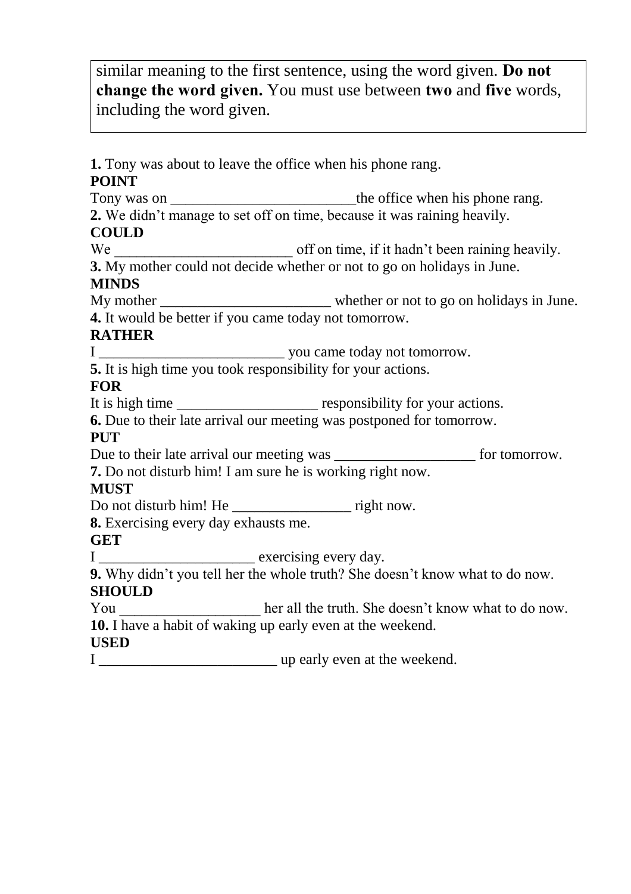similar meaning to the first sentence, using the word given. **Do not change the word given.** You must use between **two** and **five** words, including the word given.

**1.** Tony was about to leave the office when his phone rang.
**POINT**
Tony was on _________________________the office when his phone rang.

**2.** We didn't manage to set off on time, because it was raining heavily.
**COULD**
We ________________________ off on time, if it hadn't been raining heavily.

**3.** My mother could not decide whether or not to go on holidays in June.
**MINDS**
My mother _______________________ whether or not to go on holidays in June.

**4.** It would be better if you came today not tomorrow.
**RATHER**
I _________________________ you came today not tomorrow.

**5.** It is high time you took responsibility for your actions.
**FOR**
It is high time ___________________ responsibility for your actions.

**6.** Due to their late arrival our meeting was postponed for tomorrow.
**PUT**
Due to their late arrival our meeting was ___________________ for tomorrow.

**7.** Do not disturb him! I am sure he is working right now.
**MUST**
Do not disturb him! He ________________ right now.

**8.** Exercising every day exhausts me.
**GET**
I _____________________ exercising every day.

**9.** Why didn't you tell her the whole truth? She doesn't know what to do now.
**SHOULD**
You ___________________ her all the truth. She doesn't know what to do now.

**10.** I have a habit of waking up early even at the weekend.
**USED**
I ________________________ up early even at the weekend.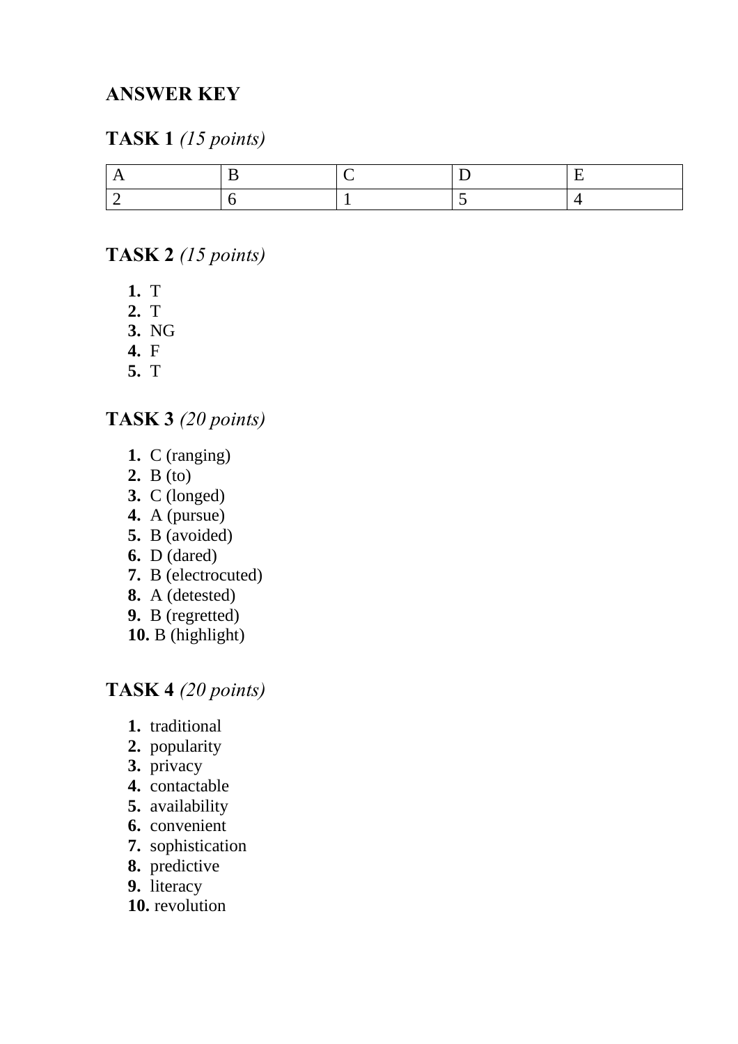## ANSWER KEY

### TASK 1 *(15 points)*

| A | B | C | D | E |
|---|---|---|---|---|
| 2 | 6 | 1 | 5 | 4 |

### TASK 2 *(15 points)*

1. T
2. T
3. NG
4. F
5. T

### TASK 3 *(20 points)*

1. C (ranging)
2. B (to)
3. C (longed)
4. A (pursue)
5. B (avoided)
6. D (dared)
7. B (electrocuted)
8. A (detested)
9. B (regretted)
10. B (highlight)

### TASK 4 *(20 points)*

1. traditional
2. popularity
3. privacy
4. contactable
5. availability
6. convenient
7. sophistication
8. predictive
9. literacy
10. revolution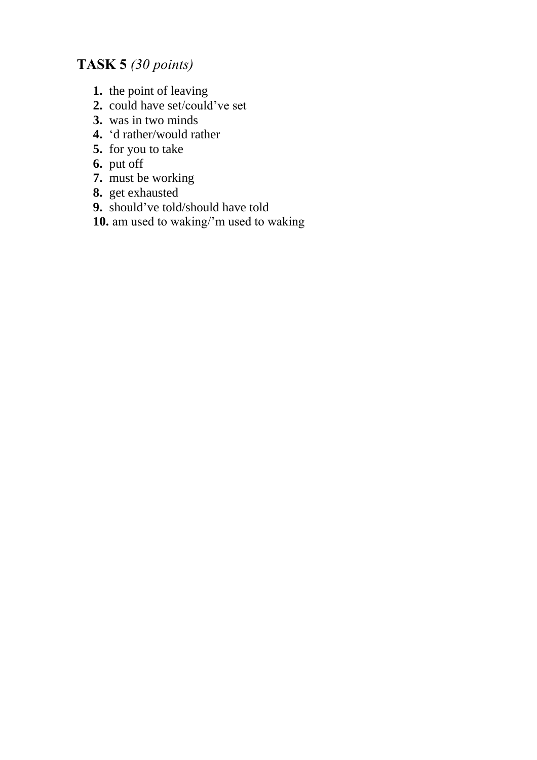**TASK 5** *(30 points)*

1. the point of leaving
2. could have set/could’ve set
3. was in two minds
4. ‘d rather/would rather
5. for you to take
6. put off
7. must be working
8. get exhausted
9. should’ve told/should have told
10. am used to waking/’m used to waking